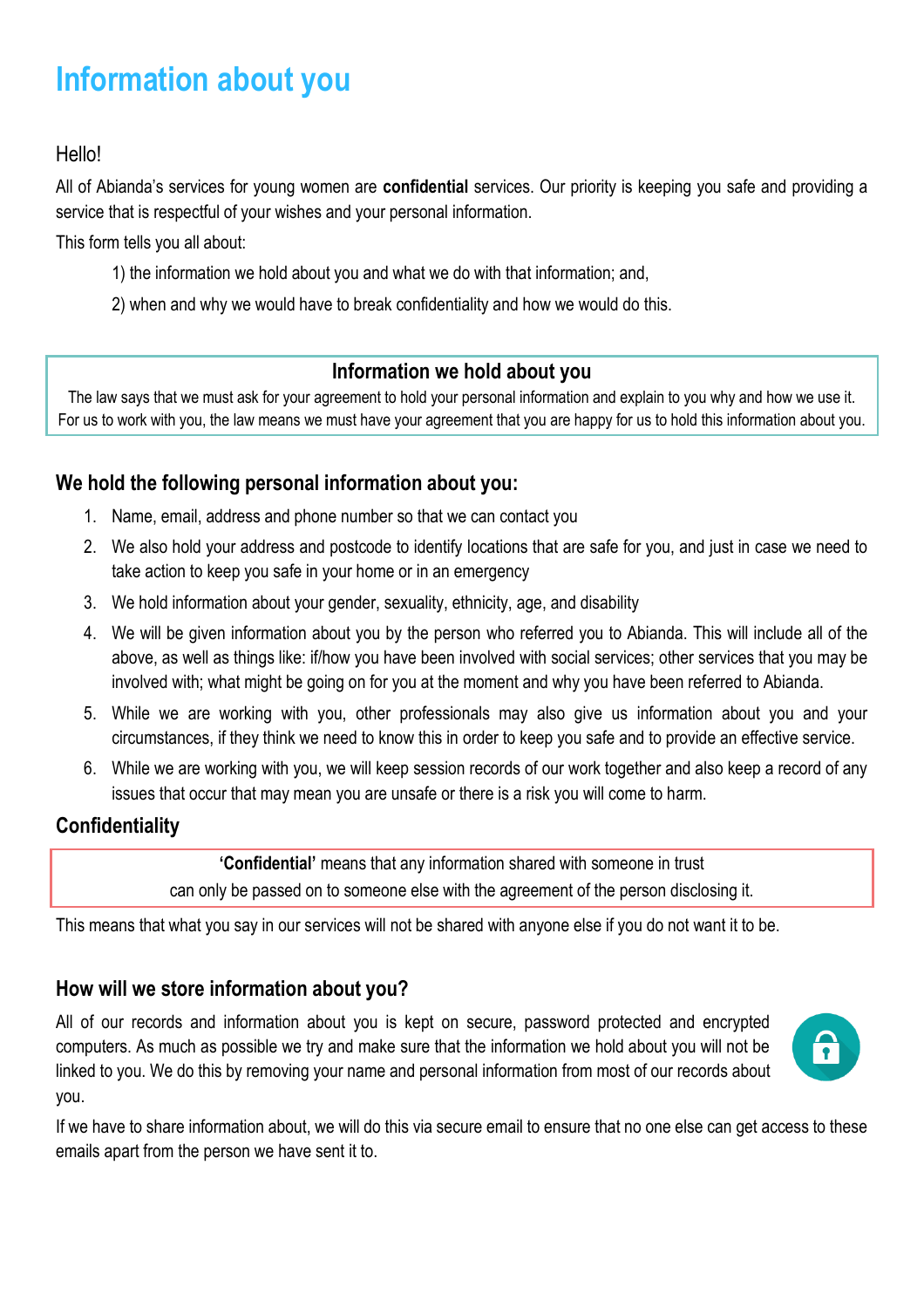# Information about you

Hello!

All of Abianda's services for young women are **confidential** services. Our priority is keeping you safe and providing a service that is respectful of your wishes and your personal information.

This form tells you all about:

1) the information we hold about you and what we do with that information; and,

2) when and why we would have to break confidentiality and how we would do this.

### Information we hold about you

The law says that we must ask for your agreement to hold your personal information and explain to you why and how we use it. For us to work with you, the law means we must have your agreement that you are happy for us to hold this information about you.

## We hold the following personal information about you:

1. Name, email, address and phone number so that we can contact you
2. We also hold your address and postcode to identify locations that are safe for you, and just in case we need to take action to keep you safe in your home or in an emergency
3. We hold information about your gender, sexuality, ethnicity, age, and disability
4. We will be given information about you by the person who referred you to Abianda. This will include all of the above, as well as things like: if/how you have been involved with social services; other services that you may be involved with; what might be going on for you at the moment and why you have been referred to Abianda.
5. While we are working with you, other professionals may also give us information about you and your circumstances, if they think we need to know this in order to keep you safe and to provide an effective service.
6. While we are working with you, we will keep session records of our work together and also keep a record of any issues that occur that may mean you are unsafe or there is a risk you will come to harm.

## Confidentiality

**'Confidential'** means that any information shared with someone in trust can only be passed on to someone else with the agreement of the person disclosing it.

This means that what you say in our services will not be shared with anyone else if you do not want it to be.

## How will we store information about you?

All of our records and information about you is kept on secure, password protected and encrypted computers. As much as possible we try and make sure that the information we hold about you will not be linked to you. We do this by removing your name and personal information from most of our records about you.

If we have to share information about, we will do this via secure email to ensure that no one else can get access to these emails apart from the person we have sent it to.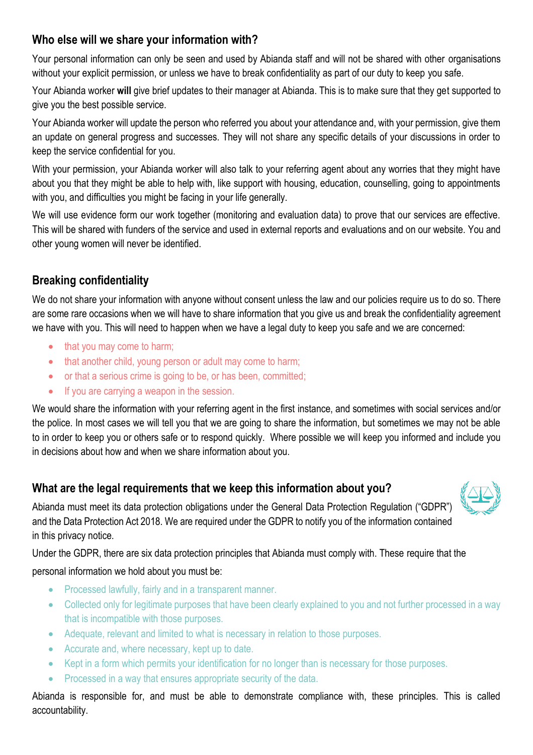## Who else will we share your information with?

Your personal information can only be seen and used by Abianda staff and will not be shared with other organisations without your explicit permission, or unless we have to break confidentiality as part of our duty to keep you safe.

Your Abianda worker **will** give brief updates to their manager at Abianda. This is to make sure that they get supported to give you the best possible service.

Your Abianda worker will update the person who referred you about your attendance and, with your permission, give them an update on general progress and successes. They will not share any specific details of your discussions in order to keep the service confidential for you.

With your permission, your Abianda worker will also talk to your referring agent about any worries that they might have about you that they might be able to help with, like support with housing, education, counselling, going to appointments with you, and difficulties you might be facing in your life generally.

We will use evidence form our work together (monitoring and evaluation data) to prove that our services are effective. This will be shared with funders of the service and used in external reports and evaluations and on our website. You and other young women will never be identified.

## Breaking confidentiality

We do not share your information with anyone without consent unless the law and our policies require us to do so. There are some rare occasions when we will have to share information that you give us and break the confidentiality agreement we have with you. This will need to happen when we have a legal duty to keep you safe and we are concerned:

- that you may come to harm;
- that another child, young person or adult may come to harm;
- or that a serious crime is going to be, or has been, committed;
- If you are carrying a weapon in the session.

We would share the information with your referring agent in the first instance, and sometimes with social services and/or the police. In most cases we will tell you that we are going to share the information, but sometimes we may not be able to in order to keep you or others safe or to respond quickly. Where possible we will keep you informed and include you in decisions about how and when we share information about you.

## What are the legal requirements that we keep this information about you?

Abianda must meet its data protection obligations under the General Data Protection Regulation ("GDPR") and the Data Protection Act 2018. We are required under the GDPR to notify you of the information contained in this privacy notice.

Under the GDPR, there are six data protection principles that Abianda must comply with. These require that the personal information we hold about you must be:

- Processed lawfully, fairly and in a transparent manner.
- Collected only for legitimate purposes that have been clearly explained to you and not further processed in a way that is incompatible with those purposes.
- Adequate, relevant and limited to what is necessary in relation to those purposes.
- Accurate and, where necessary, kept up to date.
- Kept in a form which permits your identification for no longer than is necessary for those purposes.
- Processed in a way that ensures appropriate security of the data.

Abianda is responsible for, and must be able to demonstrate compliance with, these principles. This is called accountability.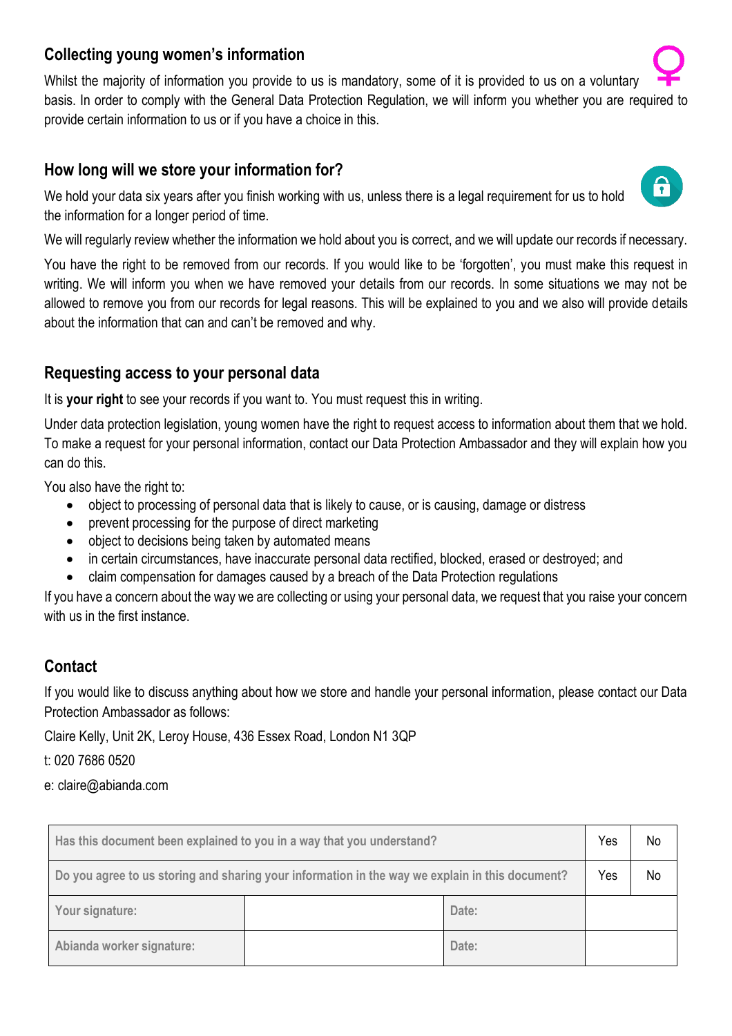## Collecting young women's information

Whilst the majority of information you provide to us is mandatory, some of it is provided to us on a voluntary basis. In order to comply with the General Data Protection Regulation, we will inform you whether you are required to provide certain information to us or if you have a choice in this.

## How long will we store your information for?

We hold your data six years after you finish working with us, unless there is a legal requirement for us to hold the information for a longer period of time.

We will regularly review whether the information we hold about you is correct, and we will update our records if necessary.

You have the right to be removed from our records. If you would like to be 'forgotten', you must make this request in writing. We will inform you when we have removed your details from our records. In some situations we may not be allowed to remove you from our records for legal reasons. This will be explained to you and we also will provide details about the information that can and can't be removed and why.

## Requesting access to your personal data

It is **your right** to see your records if you want to. You must request this in writing.

Under data protection legislation, young women have the right to request access to information about them that we hold. To make a request for your personal information, contact our Data Protection Ambassador and they will explain how you can do this.

You also have the right to:

- object to processing of personal data that is likely to cause, or is causing, damage or distress
- prevent processing for the purpose of direct marketing
- object to decisions being taken by automated means
- in certain circumstances, have inaccurate personal data rectified, blocked, erased or destroyed; and
- claim compensation for damages caused by a breach of the Data Protection regulations

If you have a concern about the way we are collecting or using your personal data, we request that you raise your concern with us in the first instance.

## Contact

If you would like to discuss anything about how we store and handle your personal information, please contact our Data Protection Ambassador as follows:

Claire Kelly, Unit 2K, Leroy House, 436 Essex Road, London N1 3QP

t: 020 7686 0520

e: claire@abianda.com

| | | | | |
|---|---|---|---|---|
| Has this document been explained to you in a way that you understand? | | | Yes | No |
| Do you agree to us storing and sharing your information in the way we explain in this document? | | | Yes | No |
| Your signature: | | Date: | | |
| Abianda worker signature: | | Date: | | |